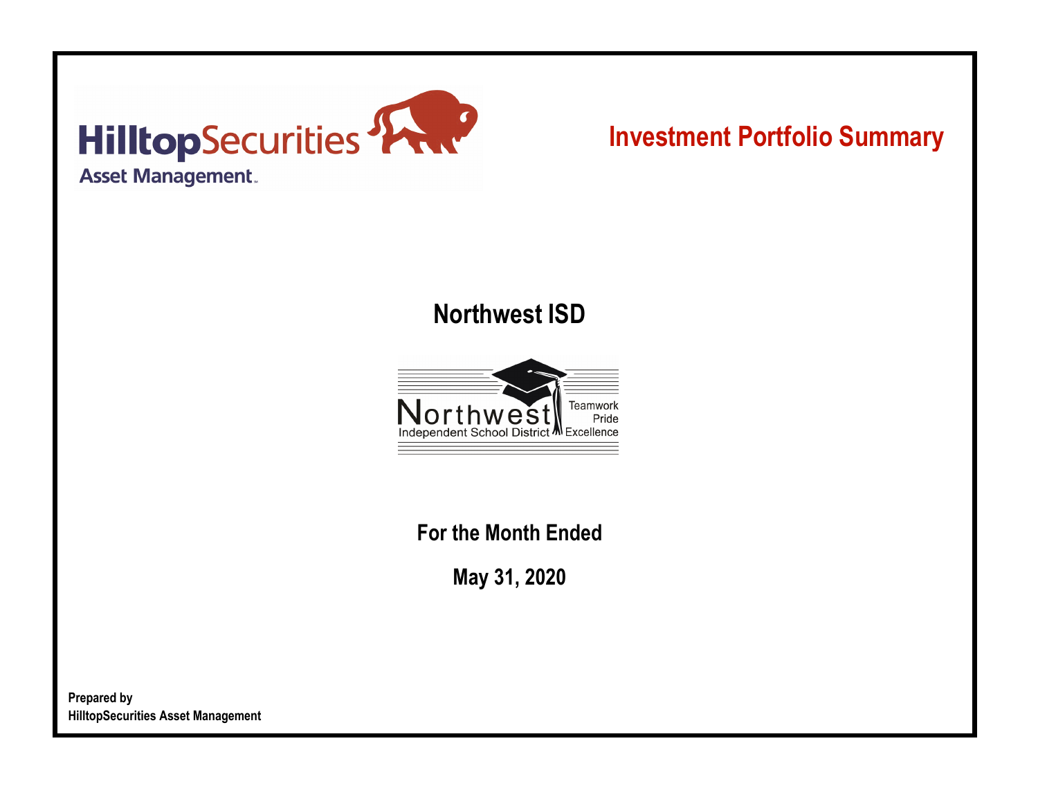HilltopSecurities
Asset Management

# Investment Portfolio Summary

## Northwest ISD

Northwest
Independent School District
Teamwork
Pride
Excellence

**For the Month Ended**

**May 31, 2020**

**Prepared by**
**HilltopSecurities Asset Management**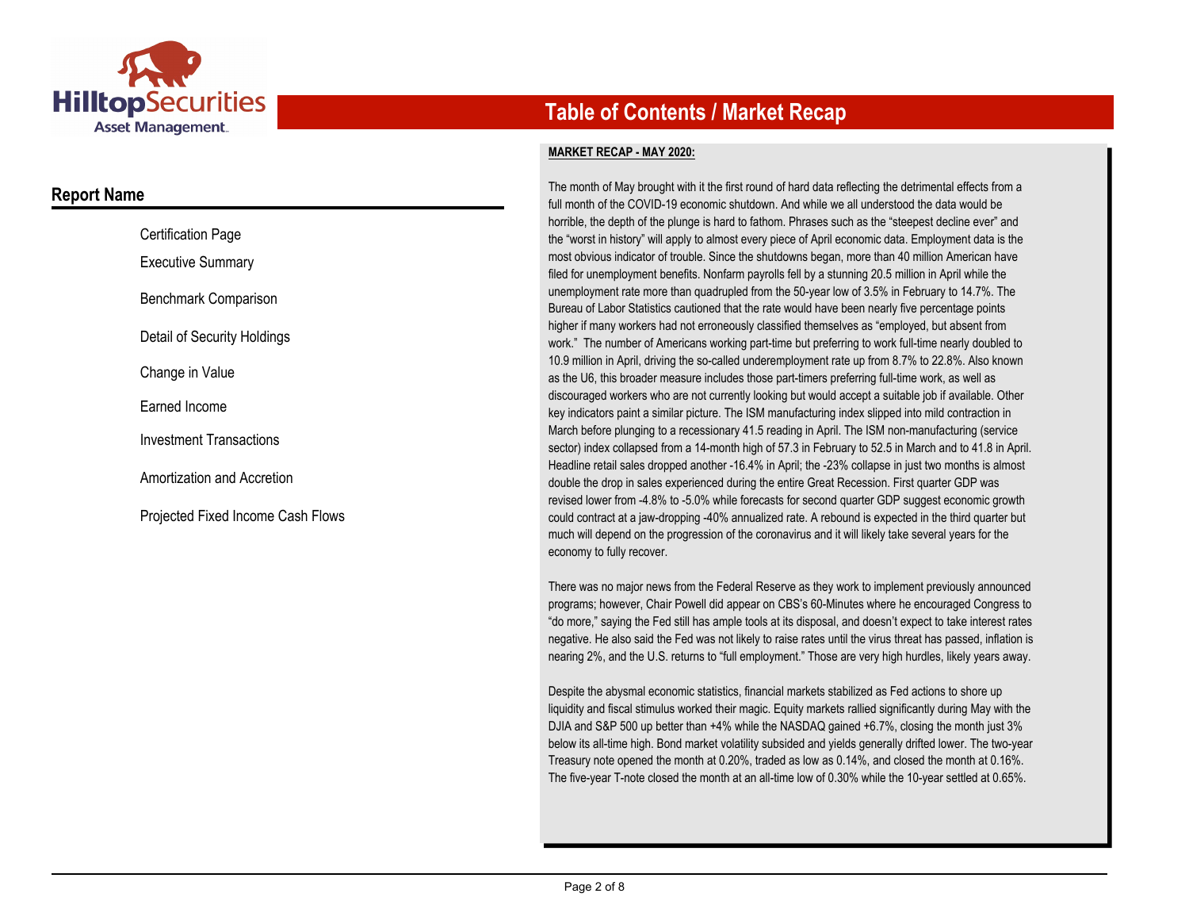# Table of Contents / Market Recap

## Report Name

- Certification Page
- Executive Summary
- Benchmark Comparison
- Detail of Security Holdings
- Change in Value
- Earned Income
- Investment Transactions
- Amortization and Accretion
- Projected Fixed Income Cash Flows

**MARKET RECAP - MAY 2020:**

The month of May brought with it the first round of hard data reflecting the detrimental effects from a full month of the COVID-19 economic shutdown. And while we all understood the data would be horrible, the depth of the plunge is hard to fathom. Phrases such as the "steepest decline ever" and the "worst in history" will apply to almost every piece of April economic data. Employment data is the most obvious indicator of trouble. Since the shutdowns began, more than 40 million American have filed for unemployment benefits. Nonfarm payrolls fell by a stunning 20.5 million in April while the unemployment rate more than quadrupled from the 50-year low of 3.5% in February to 14.7%. The Bureau of Labor Statistics cautioned that the rate would have been nearly five percentage points higher if many workers had not erroneously classified themselves as "employed, but absent from work." The number of Americans working part-time but preferring to work full-time nearly doubled to 10.9 million in April, driving the so-called underemployment rate up from 8.7% to 22.8%. Also known as the U6, this broader measure includes those part-timers preferring full-time work, as well as discouraged workers who are not currently looking but would accept a suitable job if available. Other key indicators paint a similar picture. The ISM manufacturing index slipped into mild contraction in March before plunging to a recessionary 41.5 reading in April. The ISM non-manufacturing (service sector) index collapsed from a 14-month high of 57.3 in February to 52.5 in March and to 41.8 in April. Headline retail sales dropped another -16.4% in April; the -23% collapse in just two months is almost double the drop in sales experienced during the entire Great Recession. First quarter GDP was revised lower from -4.8% to -5.0% while forecasts for second quarter GDP suggest economic growth could contract at a jaw-dropping -40% annualized rate. A rebound is expected in the third quarter but much will depend on the progression of the coronavirus and it will likely take several years for the economy to fully recover.

There was no major news from the Federal Reserve as they work to implement previously announced programs; however, Chair Powell did appear on CBS's 60-Minutes where he encouraged Congress to "do more," saying the Fed still has ample tools at its disposal, and doesn't expect to take interest rates negative. He also said the Fed was not likely to raise rates until the virus threat has passed, inflation is nearing 2%, and the U.S. returns to "full employment." Those are very high hurdles, likely years away.

Despite the abysmal economic statistics, financial markets stabilized as Fed actions to shore up liquidity and fiscal stimulus worked their magic. Equity markets rallied significantly during May with the DJIA and S&P 500 up better than +4% while the NASDAQ gained +6.7%, closing the month just 3% below its all-time high. Bond market volatility subsided and yields generally drifted lower. The two-year Treasury note opened the month at 0.20%, traded as low as 0.14%, and closed the month at 0.16%. The five-year T-note closed the month at an all-time low of 0.30% while the 10-year settled at 0.65%.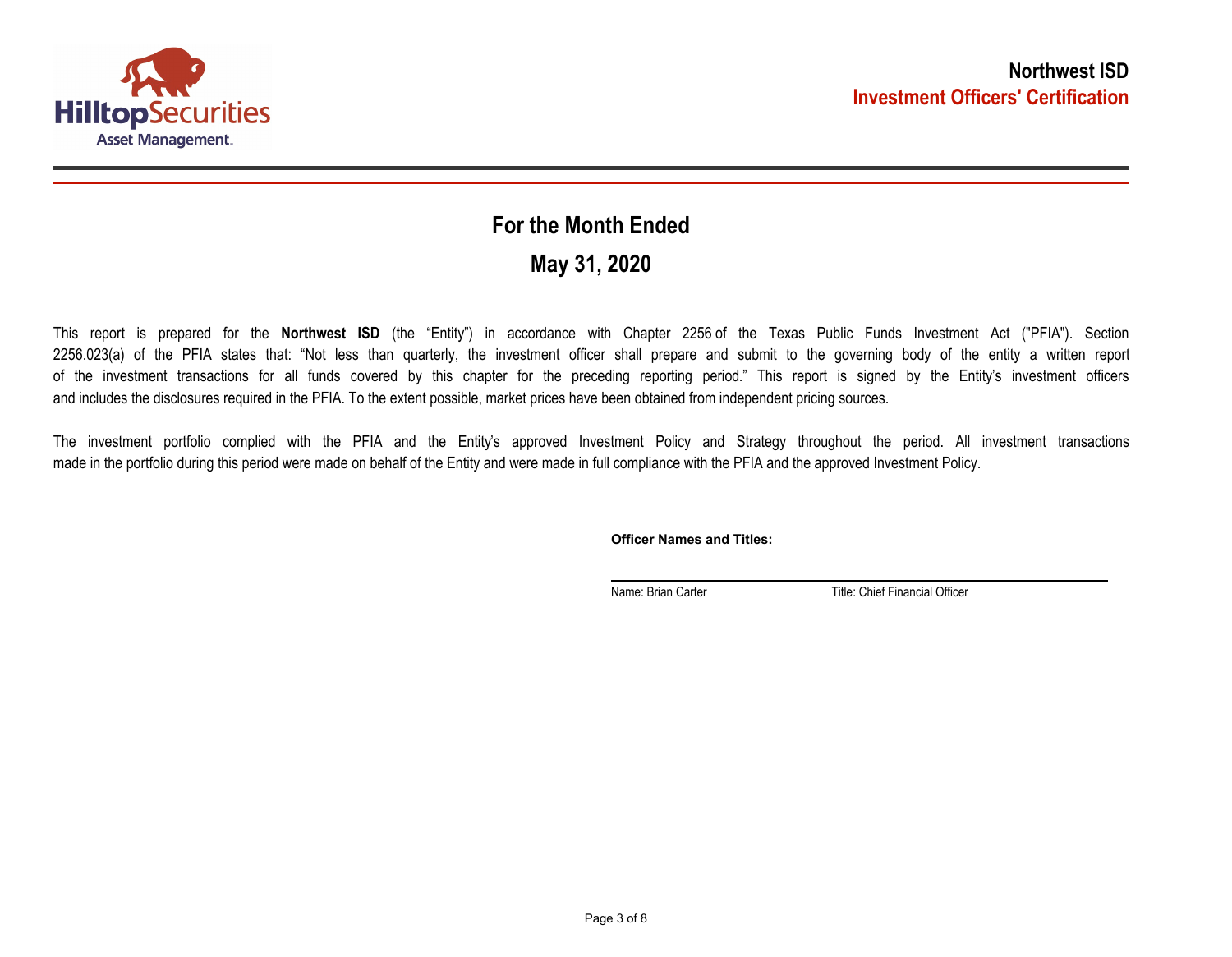**Northwest ISD**
**Investment Officers' Certification**

# For the Month Ended

# May 31, 2020

This report is prepared for the **Northwest ISD** (the "Entity") in accordance with Chapter 2256 of the Texas Public Funds Investment Act ("PFIA"). Section 2256.023(a) of the PFIA states that: "Not less than quarterly, the investment officer shall prepare and submit to the governing body of the entity a written report of the investment transactions for all funds covered by this chapter for the preceding reporting period." This report is signed by the Entity's investment officers and includes the disclosures required in the PFIA. To the extent possible, market prices have been obtained from independent pricing sources.

The investment portfolio complied with the PFIA and the Entity's approved Investment Policy and Strategy throughout the period. All investment transactions made in the portfolio during this period were made on behalf of the Entity and were made in full compliance with the PFIA and the approved Investment Policy.

**Officer Names and Titles:**

Name: Brian Carter    Title: Chief Financial Officer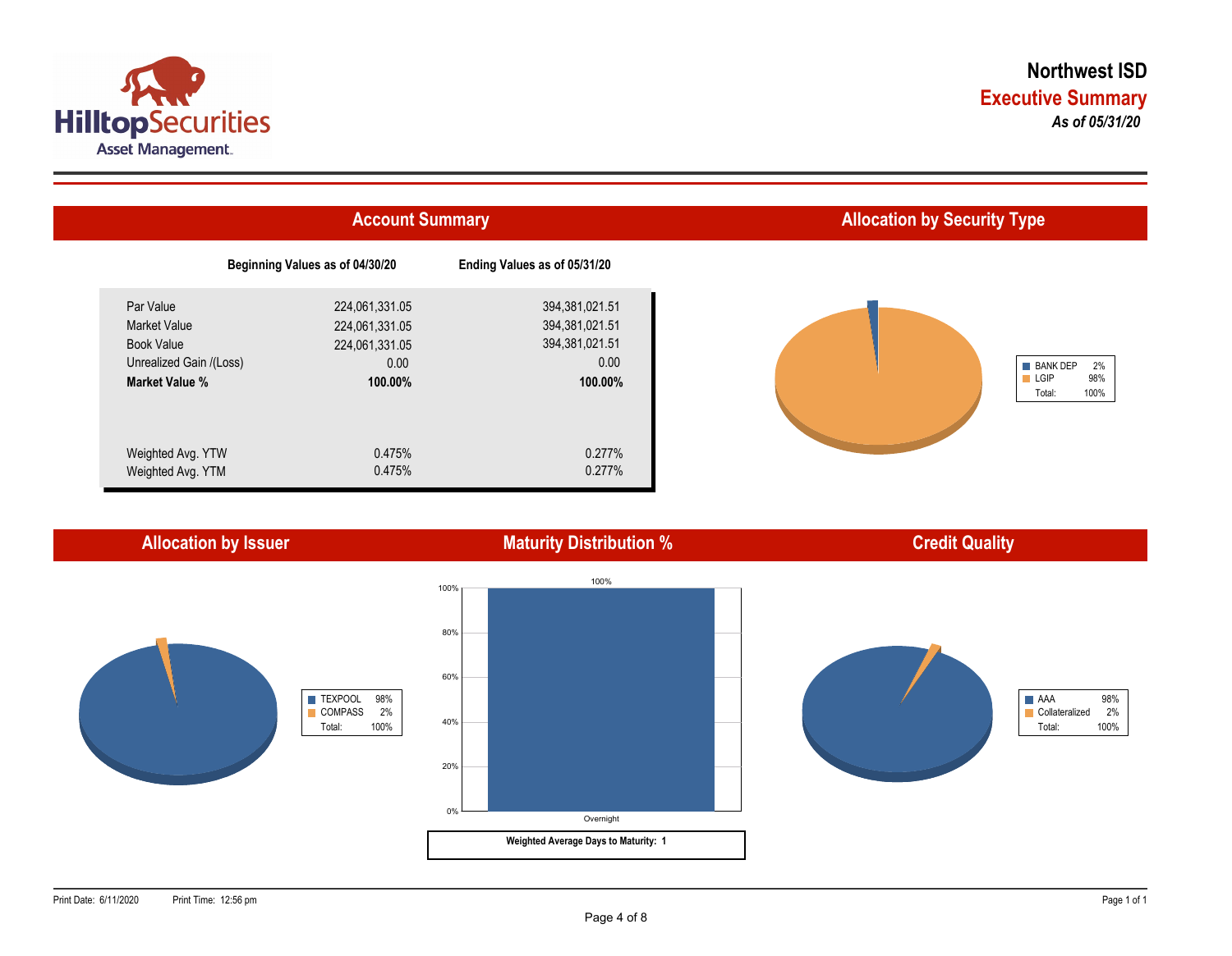# Northwest ISD

## Executive Summary

*As of 05/31/20*

## Account Summary

| | Beginning Values as of 04/30/20 | Ending Values as of 05/31/20 |
|---|---|---|
| Par Value | 224,061,331.05 | 394,381,021.51 |
| Market Value | 224,061,331.05 | 394,381,021.51 |
| Book Value | 224,061,331.05 | 394,381,021.51 |
| Unrealized Gain /(Loss) | 0.00 | 0.00 |
| **Market Value %** | **100.00%** | **100.00%** |
| Weighted Avg. YTW | 0.475% | 0.277% |
| Weighted Avg. YTM | 0.475% | 0.277% |

## Allocation by Security Type

| | |
|---|---|
| BANK DEP | 2% |
| LGIP | 98% |
| Total: | 100% |

## Allocation by Issuer

| | |
|---|---|
| TEXPOOL | 98% |
| COMPASS | 2% |
| Total: | 100% |

## Maturity Distribution %

| | |
|---|---|
| Overnight | 100% |

**Weighted Average Days to Maturity: 1**

## Credit Quality

| | |
|---|---|
| AAA | 98% |
| Collateralized | 2% |
| Total: | 100% |

Print Date: 6/11/2020 Print Time: 12:56 pm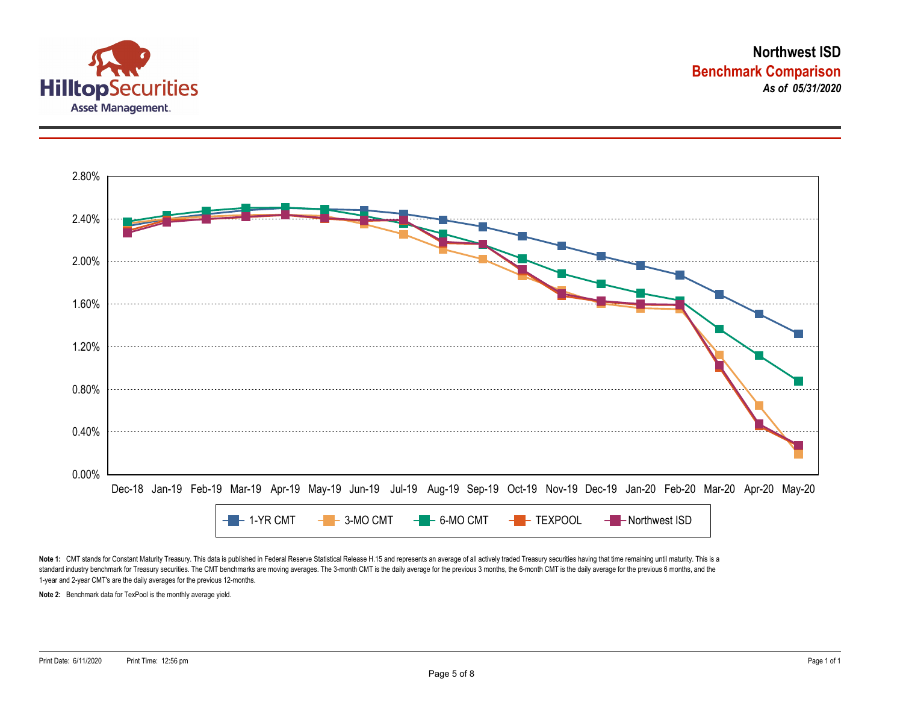# Northwest ISD

## Benchmark Comparison

*As of 05/31/2020*

2.80%
2.40%
2.00%
1.60%
1.20%
0.80%
0.40%
0.00%

Dec-18 Jan-19 Feb-19 Mar-19 Apr-19 May-19 Jun-19 Jul-19 Aug-19 Sep-19 Oct-19 Nov-19 Dec-19 Jan-20 Feb-20 Mar-20 Apr-20 May-20

1-YR CMT 3-MO CMT 6-MO CMT TEXPOOL Northwest ISD

**Note 1:** CMT stands for Constant Maturity Treasury. This data is published in Federal Reserve Statistical Release H.15 and represents an average of all actively traded Treasury securities having that time remaining until maturity. This is a standard industry benchmark for Treasury securities. The CMT benchmarks are moving averages. The 3-month CMT is the daily average for the previous 3 months, the 6-month CMT is the daily average for the previous 6 months, and the 1-year and 2-year CMT's are the daily averages for the previous 12-months.

**Note 2:** Benchmark data for TexPool is the monthly average yield.

Print Date: 6/11/2020 Print Time: 12:56 pm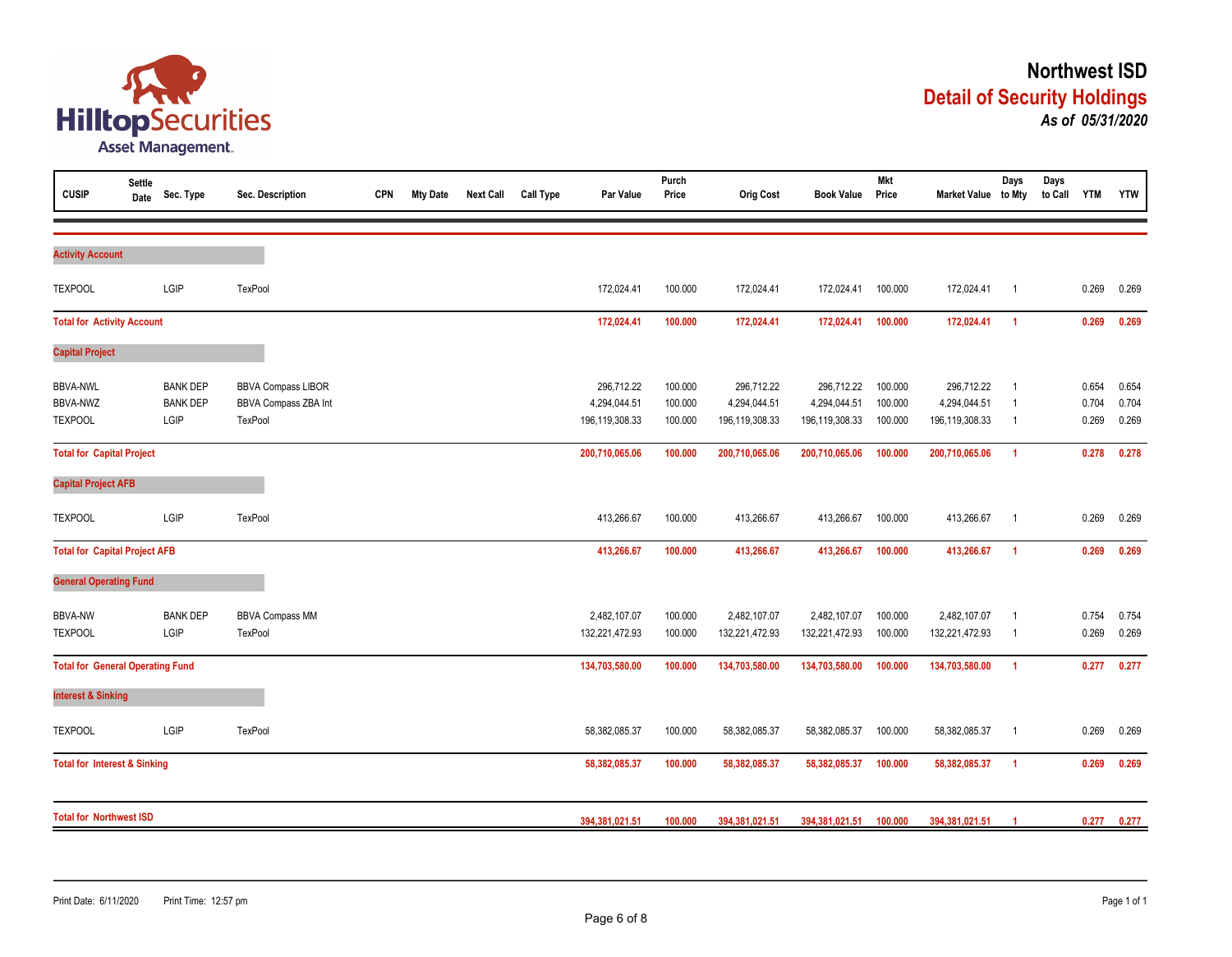# Northwest ISD

## Detail of Security Holdings

***As of 05/31/2020***

| CUSIP | Settle Date | Sec. Type | Sec. Description | CPN | Mty Date | Next Call | Call Type | Par Value | Purch Price | Orig Cost | Book Value | Mkt Price | Market Value | Days to Mty | Days to Call | YTM | YTW |
|---|---|---|---|---|---|---|---|---|---|---|---|---|---|---|---|---|---|
| **Activity Account** | | | | | | | | | | | | | | | | | |
| TEXPOOL | | LGIP | TexPool | | | | | 172,024.41 | 100.000 | 172,024.41 | 172,024.41 | 100.000 | 172,024.41 | 1 | | 0.269 | 0.269 |
| **Total for Activity Account** | | | | | | | | **172,024.41** | **100.000** | **172,024.41** | **172,024.41** | **100.000** | **172,024.41** | **1** | | **0.269** | **0.269** |
| **Capital Project** | | | | | | | | | | | | | | | | | |
| BBVA-NWL | | BANK DEP | BBVA Compass LIBOR | | | | | 296,712.22 | 100.000 | 296,712.22 | 296,712.22 | 100.000 | 296,712.22 | 1 | | 0.654 | 0.654 |
| BBVA-NWZ | | BANK DEP | BBVA Compass ZBA Int | | | | | 4,294,044.51 | 100.000 | 4,294,044.51 | 4,294,044.51 | 100.000 | 4,294,044.51 | 1 | | 0.704 | 0.704 |
| TEXPOOL | | LGIP | TexPool | | | | | 196,119,308.33 | 100.000 | 196,119,308.33 | 196,119,308.33 | 100.000 | 196,119,308.33 | 1 | | 0.269 | 0.269 |
| **Total for Capital Project** | | | | | | | | **200,710,065.06** | **100.000** | **200,710,065.06** | **200,710,065.06** | **100.000** | **200,710,065.06** | **1** | | **0.278** | **0.278** |
| **Capital Project AFB** | | | | | | | | | | | | | | | | | |
| TEXPOOL | | LGIP | TexPool | | | | | 413,266.67 | 100.000 | 413,266.67 | 413,266.67 | 100.000 | 413,266.67 | 1 | | 0.269 | 0.269 |
| **Total for Capital Project AFB** | | | | | | | | **413,266.67** | **100.000** | **413,266.67** | **413,266.67** | **100.000** | **413,266.67** | **1** | | **0.269** | **0.269** |
| **General Operating Fund** | | | | | | | | | | | | | | | | | |
| BBVA-NW | | BANK DEP | BBVA Compass MM | | | | | 2,482,107.07 | 100.000 | 2,482,107.07 | 2,482,107.07 | 100.000 | 2,482,107.07 | 1 | | 0.754 | 0.754 |
| TEXPOOL | | LGIP | TexPool | | | | | 132,221,472.93 | 100.000 | 132,221,472.93 | 132,221,472.93 | 100.000 | 132,221,472.93 | 1 | | 0.269 | 0.269 |
| **Total for General Operating Fund** | | | | | | | | **134,703,580.00** | **100.000** | **134,703,580.00** | **134,703,580.00** | **100.000** | **134,703,580.00** | **1** | | **0.277** | **0.277** |
| **Interest & Sinking** | | | | | | | | | | | | | | | | | |
| TEXPOOL | | LGIP | TexPool | | | | | 58,382,085.37 | 100.000 | 58,382,085.37 | 58,382,085.37 | 100.000 | 58,382,085.37 | 1 | | 0.269 | 0.269 |
| **Total for Interest & Sinking** | | | | | | | | **58,382,085.37** | **100.000** | **58,382,085.37** | **58,382,085.37** | **100.000** | **58,382,085.37** | **1** | | **0.269** | **0.269** |
| **Total for Northwest ISD** | | | | | | | | **394,381,021.51** | **100.000** | **394,381,021.51** | **394,381,021.51** | **100.000** | **394,381,021.51** | **1** | | **0.277** | **0.277** |

Print Date: 6/11/2020 Print Time: 12:57 pm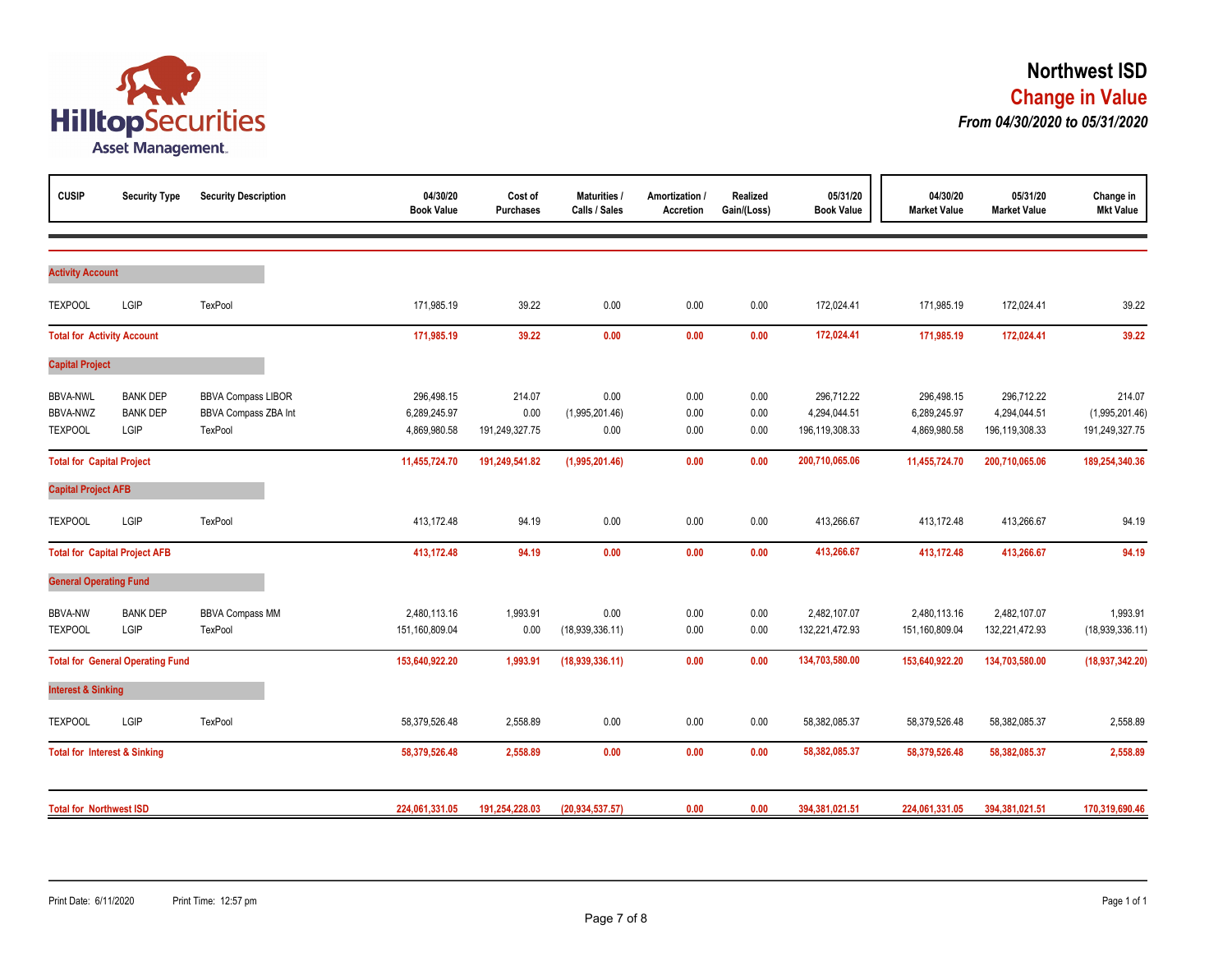# Northwest ISD

## Change in Value

### *From 04/30/2020 to 05/31/2020*

HilltopSecurities Asset Management.

| CUSIP | Security Type | Security Description | 04/30/20 Book Value | Cost of Purchases | Maturities / Calls / Sales | Amortization / Accretion | Realized Gain/(Loss) | 05/31/20 Book Value | 04/30/20 Market Value | 05/31/20 Market Value | Change in Mkt Value |
|---|---|---|---|---|---|---|---|---|---|---|---|
| **Activity Account** | | | | | | | | | | | |
| TEXPOOL | LGIP | TexPool | 171,985.19 | 39.22 | 0.00 | 0.00 | 0.00 | 172,024.41 | 171,985.19 | 172,024.41 | 39.22 |
| **Total for Activity Account** | | | **171,985.19** | **39.22** | **0.00** | **0.00** | **0.00** | **172,024.41** | **171,985.19** | **172,024.41** | **39.22** |
| **Capital Project** | | | | | | | | | | | |
| BBVA-NWL | BANK DEP | BBVA Compass LIBOR | 296,498.15 | 214.07 | 0.00 | 0.00 | 0.00 | 296,712.22 | 296,498.15 | 296,712.22 | 214.07 |
| BBVA-NWZ | BANK DEP | BBVA Compass ZBA Int | 6,289,245.97 | 0.00 | (1,995,201.46) | 0.00 | 0.00 | 4,294,044.51 | 6,289,245.97 | 4,294,044.51 | (1,995,201.46) |
| TEXPOOL | LGIP | TexPool | 4,869,980.58 | 191,249,327.75 | 0.00 | 0.00 | 0.00 | 196,119,308.33 | 4,869,980.58 | 196,119,308.33 | 191,249,327.75 |
| **Total for Capital Project** | | | **11,455,724.70** | **191,249,541.82** | **(1,995,201.46)** | **0.00** | **0.00** | **200,710,065.06** | **11,455,724.70** | **200,710,065.06** | **189,254,340.36** |
| **Capital Project AFB** | | | | | | | | | | | |
| TEXPOOL | LGIP | TexPool | 413,172.48 | 94.19 | 0.00 | 0.00 | 0.00 | 413,266.67 | 413,172.48 | 413,266.67 | 94.19 |
| **Total for Capital Project AFB** | | | **413,172.48** | **94.19** | **0.00** | **0.00** | **0.00** | **413,266.67** | **413,172.48** | **413,266.67** | **94.19** |
| **General Operating Fund** | | | | | | | | | | | |
| BBVA-NW | BANK DEP | BBVA Compass MM | 2,480,113.16 | 1,993.91 | 0.00 | 0.00 | 0.00 | 2,482,107.07 | 2,480,113.16 | 2,482,107.07 | 1,993.91 |
| TEXPOOL | LGIP | TexPool | 151,160,809.04 | 0.00 | (18,939,336.11) | 0.00 | 0.00 | 132,221,472.93 | 151,160,809.04 | 132,221,472.93 | (18,939,336.11) |
| **Total for General Operating Fund** | | | **153,640,922.20** | **1,993.91** | **(18,939,336.11)** | **0.00** | **0.00** | **134,703,580.00** | **153,640,922.20** | **134,703,580.00** | **(18,937,342.20)** |
| **Interest & Sinking** | | | | | | | | | | | |
| TEXPOOL | LGIP | TexPool | 58,379,526.48 | 2,558.89 | 0.00 | 0.00 | 0.00 | 58,382,085.37 | 58,379,526.48 | 58,382,085.37 | 2,558.89 |
| **Total for Interest & Sinking** | | | **58,379,526.48** | **2,558.89** | **0.00** | **0.00** | **0.00** | **58,382,085.37** | **58,379,526.48** | **58,382,085.37** | **2,558.89** |
| **Total for Northwest ISD** | | | **224,061,331.05** | **191,254,228.03** | **(20,934,537.57)** | **0.00** | **0.00** | **394,381,021.51** | **224,061,331.05** | **394,381,021.51** | **170,319,690.46** |

Print Date: 6/11/2020 Print Time: 12:57 pm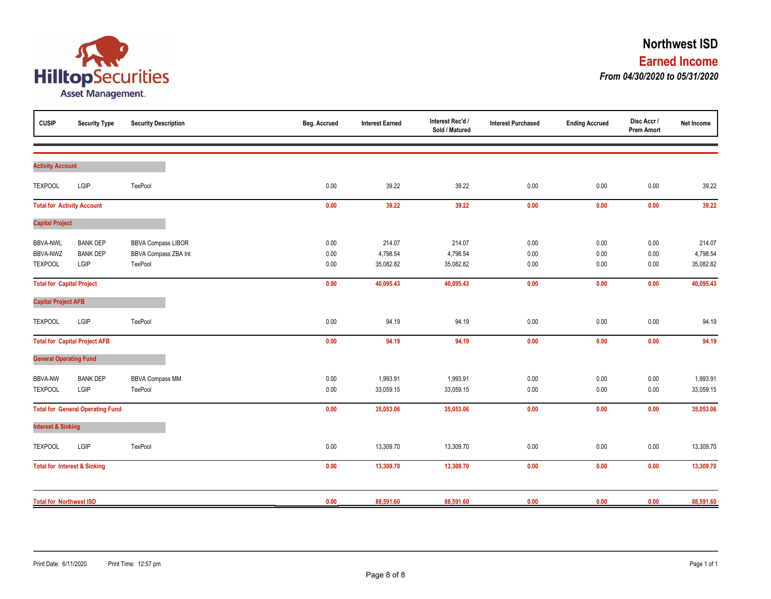HilltopSecurities Asset Management.

# Northwest ISD

## Earned Income

***From 04/30/2020 to 05/31/2020***

| CUSIP | Security Type | Security Description | Beg. Accrued | Interest Earned | Interest Rec'd / Sold / Matured | Interest Purchased | Ending Accrued | Disc Accr / Prem Amort | Net Income |
|---|---|---|---|---|---|---|---|---|---|
| **Activity Account** | | | | | | | | | |
| TEXPOOL | LGIP | TexPool | 0.00 | 39.22 | 39.22 | 0.00 | 0.00 | 0.00 | 39.22 |
| **Total for Activity Account** | | | **0.00** | **39.22** | **39.22** | **0.00** | **0.00** | **0.00** | **39.22** |
| **Capital Project** | | | | | | | | | |
| BBVA-NWL | BANK DEP | BBVA Compass LIBOR | 0.00 | 214.07 | 214.07 | 0.00 | 0.00 | 0.00 | 214.07 |
| BBVA-NWZ | BANK DEP | BBVA Compass ZBA Int | 0.00 | 4,798.54 | 4,798.54 | 0.00 | 0.00 | 0.00 | 4,798.54 |
| TEXPOOL | LGIP | TexPool | 0.00 | 35,082.82 | 35,082.82 | 0.00 | 0.00 | 0.00 | 35,082.82 |
| **Total for Capital Project** | | | **0.00** | **40,095.43** | **40,095.43** | **0.00** | **0.00** | **0.00** | **40,095.43** |
| **Capital Project AFB** | | | | | | | | | |
| TEXPOOL | LGIP | TexPool | 0.00 | 94.19 | 94.19 | 0.00 | 0.00 | 0.00 | 94.19 |
| **Total for Capital Project AFB** | | | **0.00** | **94.19** | **94.19** | **0.00** | **0.00** | **0.00** | **94.19** |
| **General Operating Fund** | | | | | | | | | |
| BBVA-NW | BANK DEP | BBVA Compass MM | 0.00 | 1,993.91 | 1,993.91 | 0.00 | 0.00 | 0.00 | 1,993.91 |
| TEXPOOL | LGIP | TexPool | 0.00 | 33,059.15 | 33,059.15 | 0.00 | 0.00 | 0.00 | 33,059.15 |
| **Total for General Operating Fund** | | | **0.00** | **35,053.06** | **35,053.06** | **0.00** | **0.00** | **0.00** | **35,053.06** |
| **Interest & Sinking** | | | | | | | | | |
| TEXPOOL | LGIP | TexPool | 0.00 | 13,309.70 | 13,309.70 | 0.00 | 0.00 | 0.00 | 13,309.70 |
| **Total for Interest & Sinking** | | | **0.00** | **13,309.70** | **13,309.70** | **0.00** | **0.00** | **0.00** | **13,309.70** |
| **Total for Northwest ISD** | | | **0.00** | **88,591.60** | **88,591.60** | **0.00** | **0.00** | **0.00** | **88,591.60** |

Print Date: 6/11/2020 Print Time: 12:57 pm